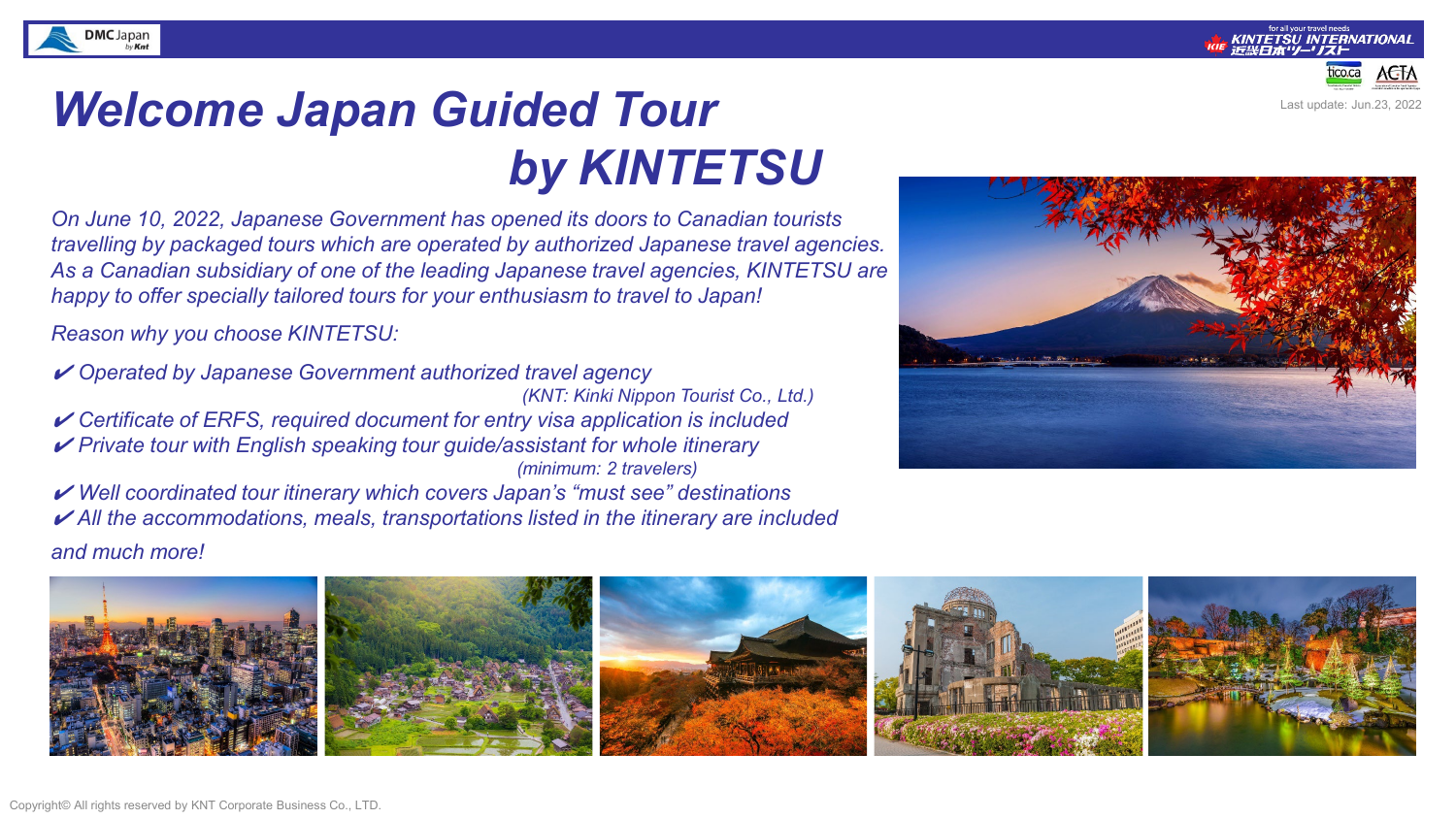Last update: Jun.23, 2022

# *Welcome Japan Guided Tour by KINTETSU*

*On June 10, 2022, Japanese Government has opened its doors to Canadian tourists travelling by packaged tours which are operated by authorized Japanese travel agencies. As a Canadian subsidiary of one of the leading Japanese travel agencies, KINTETSU are happy to offer specially tailored tours for your enthusiasm to travel to Japan!*

*Reason why you choose KINTETSU:*

- ✔ *Operated by Japanese Government authorized travel agency (KNT: Kinki Nippon Tourist Co., Ltd.)*
- ✔ *Certificate of ERFS, required document for entry visa application is included*
- ✔ *Private tour with English speaking tour guide/assistant for whole itinerary (minimum: 2 travelers)*
- ✔ *Well coordinated tour itinerary which covers Japan's "must see" destinations*
- ✔ *All the accommodations, meals, transportations listed in the itinerary are included*

*and much more!*

Copyright© All rights reserved by KNT Corporate Business Co., LTD.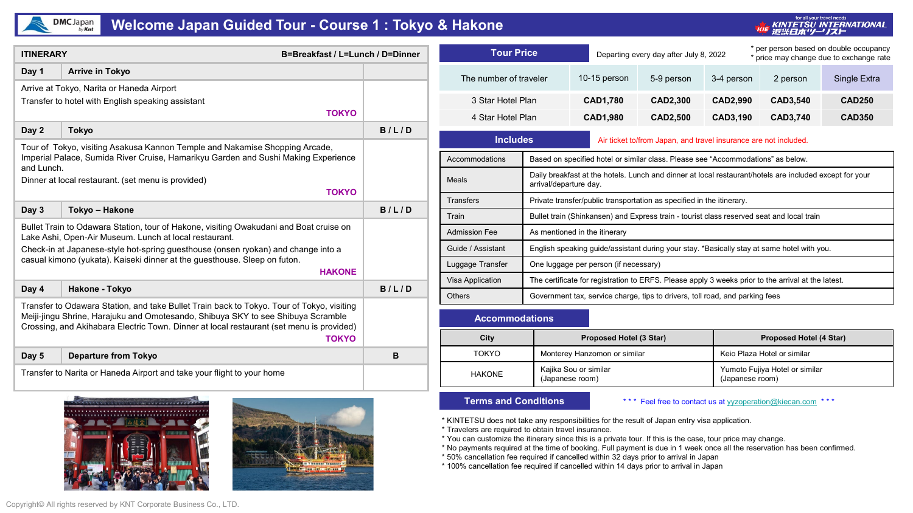# Welcome Japan Guided Tour - Course 1 : Tokyo & Hakone

## ITINERARY

B=Breakfast / L=Lunch / D=Dinner

| Day | | Meals |
|---|---|---|
| **Day 1** | **Arrive in Tokyo** | |
| | Arrive at Tokyo, Narita or Haneda Airport<br>Transfer to hotel with English speaking assistant<br>**TOKYO** | |
| **Day 2** | **Tokyo** | **B / L / D** |
| | Tour of Tokyo, visiting Asakusa Kannon Temple and Nakamise Shopping Arcade, Imperial Palace, Sumida River Cruise, Hamarikyu Garden and Sushi Making Experience and Lunch.<br>Dinner at local restaurant. (set menu is provided)<br>**TOKYO** | |
| **Day 3** | **Tokyo – Hakone** | **B / L / D** |
| | Bullet Train to Odawara Station, tour of Hakone, visiting Owakudani and Boat cruise on Lake Ashi, Open-Air Museum. Lunch at local restaurant.<br>Check-in at Japanese-style hot-spring guesthouse (onsen ryokan) and change into a casual kimono (yukata). Kaiseki dinner at the guesthouse. Sleep on futon.<br>**HAKONE** | |
| **Day 4** | **Hakone - Tokyo** | **B / L / D** |
| | Transfer to Odawara Station, and take Bullet Train back to Tokyo. Tour of Tokyo, visiting Meiji-jingu Shrine, Harajuku and Omotesando, Shibuya SKY to see Shibuya Scramble Crossing, and Akihabara Electric Town. Dinner at local restaurant (set menu is provided)<br>**TOKYO** | |
| **Day 5** | **Departure from Tokyo** | **B** |
| | Transfer to Narita or Haneda Airport and take your flight to your home | |

## Tour Price

Departing every day after July 8, 2022

* per person based on double occupancy
* price may change due to exchange rate

| The number of traveler | 10-15 person | 5-9 person | 3-4 person | 2 person | Single Extra |
|---|---|---|---|---|---|
| 3 Star Hotel Plan | **CAD1,780** | **CAD2,300** | **CAD2,990** | **CAD3,540** | **CAD250** |
| 4 Star Hotel Plan | **CAD1,980** | **CAD2,500** | **CAD3,190** | **CAD3,740** | **CAD350** |

## Includes

Air ticket to/from Japan, and travel insurance are not included.

| | |
|---|---|
| Accommodations | Based on specified hotel or similar class. Please see "Accommodations" as below. |
| Meals | Daily breakfast at the hotels. Lunch and dinner at local restaurant/hotels are included except for your arrival/departure day. |
| Transfers | Private transfer/public transportation as specified in the itinerary. |
| Train | Bullet train (Shinkansen) and Express train - tourist class reserved seat and local train |
| Admission Fee | As mentioned in the itinerary |
| Guide / Assistant | English speaking guide/assistant during your stay. *Basically stay at same hotel with you. |
| Luggage Transfer | One luggage per person (if necessary) |
| Visa Application | The certificate for registration to ERFS. Please apply 3 weeks prior to the arrival at the latest. |
| Others | Government tax, service charge, tips to drivers, toll road, and parking fees |

## Accommodations

| City | Proposed Hotel (3 Star) | Proposed Hotel (4 Star) |
|---|---|---|
| TOKYO | Monterey Hanzomon or similar | Keio Plaza Hotel or similar |
| HAKONE | Kajika Sou or similar<br>(Japanese room) | Yumoto Fujiya Hotel or similar<br>(Japanese room) |

## Terms and Conditions

*** Feel free to contact us at yyzoperation@kiecan.com ***

* KINTETSU does not take any responsibilities for the result of Japan entry visa application.
* Travelers are required to obtain travel insurance.
* You can customize the itinerary since this is a private tour. If this is the case, tour price may change.
* No payments required at the time of booking. Full payment is due in 1 week once all the reservation has been confirmed.
* 50% cancellation fee required if cancelled within 32 days prior to arrival in Japan
* 100% cancellation fee required if cancelled within 14 days prior to arrival in Japan

Copyright© All rights reserved by KNT Corporate Business Co., LTD.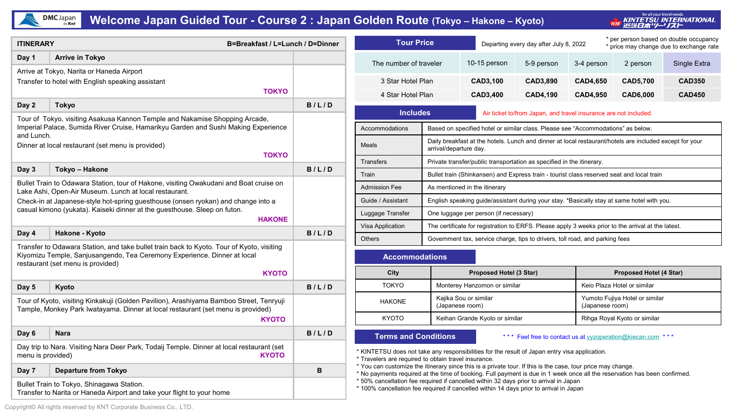# Welcome Japan Guided Tour - Course 2 : Japan Golden Route (Tokyo – Hakone – Kyoto)

| ITINERARY | | B=Breakfast / L=Lunch / D=Dinner |
|---|---|---|
| **Day 1** | **Arrive in Tokyo** | |
| Arrive at Tokyo, Narita or Haneda Airport<br>Transfer to hotel with English speaking assistant<br>**TOKYO** | | |
| **Day 2** | **Tokyo** | **B / L / D** |
| Tour of Tokyo, visiting Asakusa Kannon Temple and Nakamise Shopping Arcade, Imperial Palace, Sumida River Cruise, Hamarikyu Garden and Sushi Making Experience and Lunch.<br>Dinner at local restaurant (set menu is provided)<br>**TOKYO** | | |
| **Day 3** | **Tokyo – Hakone** | **B / L / D** |
| Bullet Train to Odawara Station, tour of Hakone, visiting Owakudani and Boat cruise on Lake Ashi, Open-Air Museum. Lunch at local restaurant.<br>Check-in at Japanese-style hot-spring guesthouse (onsen ryokan) and change into a casual kimono (yukata). Kaiseki dinner at the guesthouse. Sleep on futon.<br>**HAKONE** | | |
| **Day 4** | **Hakone - Kyoto** | **B / L / D** |
| Transfer to Odawara Station, and take bullet train back to Kyoto. Tour of Kyoto, visiting Kiyomizu Temple, Sanjusangendo, Tea Ceremony Experience. Dinner at local restaurant (set menu is provided)<br>**KYOTO** | | |
| **Day 5** | **Kyoto** | **B / L / D** |
| Tour of Kyoto, visiting Kinkakuji (Golden Pavilion), Arashiyama Bamboo Street, Tenryuji Tample, Monkey Park Iwatayama. Dinner at local restaurant (set menu is provided)<br>**KYOTO** | | |
| **Day 6** | **Nara** | **B / L / D** |
| Day trip to Nara. Visiting Nara Deer Park, Todaij Temple. Dinner at local restaurant (set menu is provided)<br>**KYOTO** | | |
| **Day 7** | **Departure from Tokyo** | **B** |
| Bullet Train to Tokyo, Shinagawa Station.<br>Transfer to Narita or Haneda Airport and take your flight to your home | | |

## Tour Price

Departing every day after July 8, 2022

* per person based on double occupancy
* price may change due to exchange rate

| The number of traveler | 10-15 person | 5-9 person | 3-4 person | 2 person | Single Extra |
|---|---|---|---|---|---|
| 3 Star Hotel Plan | **CAD3,100** | **CAD3,890** | **CAD4,650** | **CAD5,700** | **CAD350** |
| 4 Star Hotel Plan | **CAD3,400** | **CAD4,190** | **CAD4,950** | **CAD6,000** | **CAD450** |

## Includes

Air ticket to/from Japan, and travel insurance are not included.

| | |
|---|---|
| Accommodations | Based on specified hotel or similar class. Please see "Accommodations" as below. |
| Meals | Daily breakfast at the hotels. Lunch and dinner at local restaurant/hotels are included except for your arrival/departure day. |
| Transfers | Private transfer/public transportation as specified in the itinerary. |
| Train | Bullet train (Shinkansen) and Express train - tourist class reserved seat and local train |
| Admission Fee | As mentioned in the itinerary |
| Guide / Assistant | English speaking guide/assistant during your stay. *Basically stay at same hotel with you. |
| Luggage Transfer | One luggage per person (if necessary) |
| Visa Application | The certificate for registration to ERFS. Please apply 3 weeks prior to the arrival at the latest. |
| Others | Government tax, service charge, tips to drivers, toll road, and parking fees |

## Accommodations

| City | Proposed Hotel (3 Star) | Proposed Hotel (4 Star) |
|---|---|---|
| TOKYO | Monterey Hanzomon or similar | Keio Plaza Hotel or similar |
| HAKONE | Kajika Sou or similar<br>(Japanese room) | Yumoto Fujiya Hotel or similar<br>(Japanese room) |
| KYOTO | Keihan Grande Kyoto or similar | Rihga Royal Kyoto or similar |

## Terms and Conditions

*** Feel free to contact us at yzoperation@kiecan.com ***

* KINTETSU does not take any responsibilities for the result of Japan entry visa application.
* Travelers are required to obtain travel insurance.
* You can customize the itinerary since this is a private tour. If this is the case, tour price may change.
* No payments required at the time of booking. Full payment is due in 1 week once all the reservation has been confirmed.
* 50% cancellation fee required if cancelled within 32 days prior to arrival in Japan
* 100% cancellation fee required if cancelled within 14 days prior to arrival in Japan

Copyright© All rights reserved by KNT Corporate Business Co., LTD.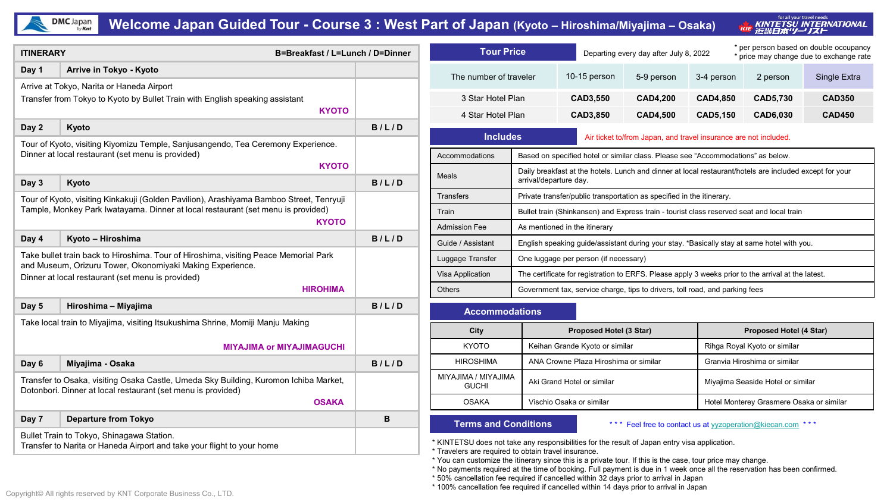# Welcome Japan Guided Tour - Course 3 : West Part of Japan (Kyoto – Hiroshima/Miyajima – Osaka)

DMC Japan by Knt | KINTETSU INTERNATIONAL 近畿日本ツーリスト

| ITINERARY | B=Breakfast / L=Lunch / D=Dinner | |
|---|---|---|
| **Day 1** | **Arrive in Tokyo - Kyoto** | |
| Arrive at Tokyo, Narita or Haneda Airport<br>Transfer from Tokyo to Kyoto by Bullet Train with English speaking assistant<br>**KYOTO** | | |
| **Day 2** | **Kyoto** | **B / L / D** |
| Tour of Kyoto, visiting Kiyomizu Temple, Sanjusangendo, Tea Ceremony Experience.<br>Dinner at local restaurant (set menu is provided)<br>**KYOTO** | | |
| **Day 3** | **Kyoto** | **B / L / D** |
| Tour of Kyoto, visiting Kinkakuji (Golden Pavilion), Arashiyama Bamboo Street, Tenryuji Tample, Monkey Park Iwatayama. Dinner at local restaurant (set menu is provided)<br>**KYOTO** | | |
| **Day 4** | **Kyoto – Hiroshima** | **B / L / D** |
| Take bullet train back to Hiroshima. Tour of Hiroshima, visiting Peace Memorial Park and Museum, Orizuru Tower, Okonomiyaki Making Experience.<br>Dinner at local restaurant (set menu is provided)<br>**HIROHIMA** | | |
| **Day 5** | **Hiroshima – Miyajima** | **B / L / D** |
| Take local train to Miyajima, visiting Itsukushima Shrine, Momiji Manju Making<br>**MIYAJIMA or MIYAJIMAGUCHI** | | |
| **Day 6** | **Miyajima - Osaka** | **B / L / D** |
| Transfer to Osaka, visiting Osaka Castle, Umeda Sky Building, Kuromon Ichiba Market, Dotonbori. Dinner at local restaurant (set menu is provided)<br>**OSAKA** | | |
| **Day 7** | **Departure from Tokyo** | **B** |
| Bullet Train to Tokyo, Shinagawa Station.<br>Transfer to Narita or Haneda Airport and take your flight to your home | | |

## Tour Price

Departing every day after July 8, 2022

\* per person based on double occupancy
\* price may change due to exchange rate

| The number of traveler | 10-15 person | 5-9 person | 3-4 person | 2 person | Single Extra |
|---|---|---|---|---|---|
| 3 Star Hotel Plan | **CAD3,550** | **CAD4,200** | **CAD4,850** | **CAD5,730** | **CAD350** |
| 4 Star Hotel Plan | **CAD3,850** | **CAD4,500** | **CAD5,150** | **CAD6,030** | **CAD450** |

## Includes

Air ticket to/from Japan, and travel insurance are not included.

| | |
|---|---|
| Accommodations | Based on specified hotel or similar class. Please see "Accommodations" as below. |
| Meals | Daily breakfast at the hotels. Lunch and dinner at local restaurant/hotels are included except for your arrival/departure day. |
| Transfers | Private transfer/public transportation as specified in the itinerary. |
| Train | Bullet train (Shinkansen) and Express train - tourist class reserved seat and local train |
| Admission Fee | As mentioned in the itinerary |
| Guide / Assistant | English speaking guide/assistant during your stay. *Basically stay at same hotel with you. |
| Luggage Transfer | One luggage per person (if necessary) |
| Visa Application | The certificate for registration to ERFS. Please apply 3 weeks prior to the arrival at the latest. |
| Others | Government tax, service charge, tips to drivers, toll road, and parking fees |

## Accommodations

| City | Proposed Hotel (3 Star) | Proposed Hotel (4 Star) |
|---|---|---|
| KYOTO | Keihan Grande Kyoto or similar | Rihga Royal Kyoto or similar |
| HIROSHIMA | ANA Crowne Plaza Hiroshima or similar | Granvia Hiroshima or similar |
| MIYAJIMA / MIYAJIMA GUCHI | Aki Grand Hotel or similar | Miyajima Seaside Hotel or similar |
| OSAKA | Vischio Osaka or similar | Hotel Monterey Grasmere Osaka or similar |

## Terms and Conditions

\*\*\* Feel free to contact us at yyzoperation@kiecan.com \*\*\*

\* KINTETSU does not take any responsibilities for the result of Japan entry visa application.
\* Travelers are required to obtain travel insurance.
\* You can customize the itinerary since this is a private tour. If this is the case, tour price may change.
\* No payments required at the time of booking. Full payment is due in 1 week once all the reservation has been confirmed.
\* 50% cancellation fee required if cancelled within 32 days prior to arrival in Japan
\* 100% cancellation fee required if cancelled within 14 days prior to arrival in Japan

Copyright© All rights reserved by KNT Corporate Business Co., LTD.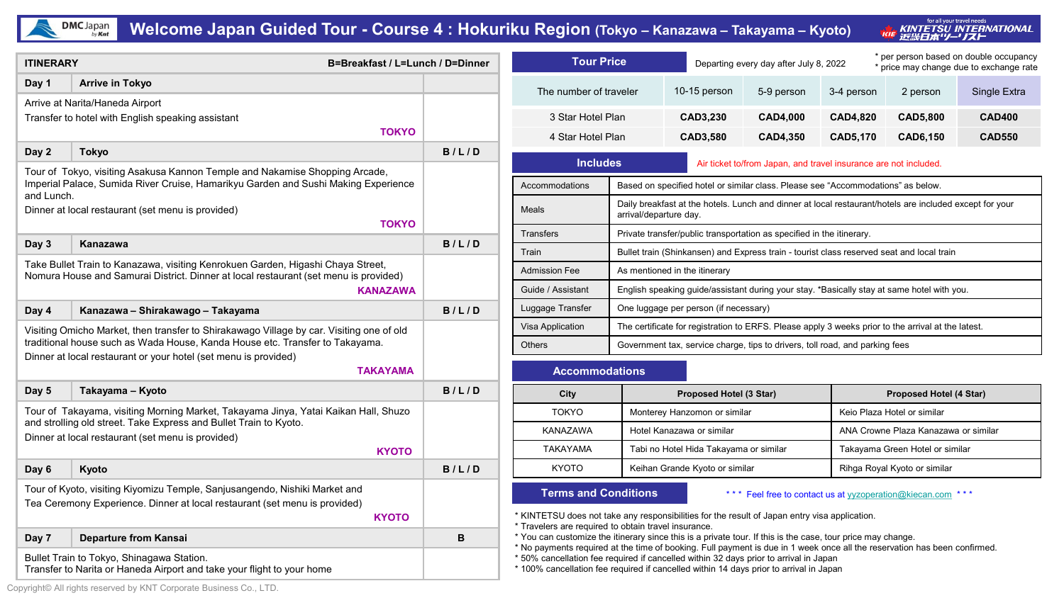# Welcome Japan Guided Tour - Course 4 : Hokuriku Region (Tokyo – Kanazawa – Takayama – Kyoto)

| ITINERARY | B=Breakfast / L=Lunch / D=Dinner | |
|---|---|---|
| **Day 1** | **Arrive in Tokyo** | |
| Arrive at Narita/Haneda Airport<br>Transfer to hotel with English speaking assistant<br>**TOKYO** | | |
| **Day 2** | **Tokyo** | **B / L / D** |
| Tour of Tokyo, visiting Asakusa Kannon Temple and Nakamise Shopping Arcade, Imperial Palace, Sumida River Cruise, Hamarikyu Garden and Sushi Making Experience and Lunch.<br>Dinner at local restaurant (set menu is provided)<br>**TOKYO** | | |
| **Day 3** | **Kanazawa** | **B / L / D** |
| Take Bullet Train to Kanazawa, visiting Kenrokuen Garden, Higashi Chaya Street, Nomura House and Samurai District. Dinner at local restaurant (set menu is provided)<br>**KANAZAWA** | | |
| **Day 4** | **Kanazawa – Shirakawago – Takayama** | **B / L / D** |
| Visiting Omicho Market, then transfer to Shirakawago Village by car. Visiting one of old traditional house such as Wada House, Kanda House etc. Transfer to Takayama.<br>Dinner at local restaurant or your hotel (set menu is provided)<br>**TAKAYAMA** | | |
| **Day 5** | **Takayama – Kyoto** | **B / L / D** |
| Tour of Takayama, visiting Morning Market, Takayama Jinya, Yatai Kaikan Hall, Shuzo and strolling old street. Take Express and Bullet Train to Kyoto.<br>Dinner at local restaurant (set menu is provided)<br>**KYOTO** | | |
| **Day 6** | **Kyoto** | **B / L / D** |
| Tour of Kyoto, visiting Kiyomizu Temple, Sanjusangendo, Nishiki Market and Tea Ceremony Experience. Dinner at local restaurant (set menu is provided)<br>**KYOTO** | | |
| **Day 7** | **Departure from Kansai** | **B** |
| Bullet Train to Tokyo, Shinagawa Station.<br>Transfer to Narita or Haneda Airport and take your flight to your home | | |

## Tour Price

Departing every day after July 8, 2022

* per person based on double occupancy
* price may change due to exchange rate

| The number of traveler | 10-15 person | 5-9 person | 3-4 person | 2 person | Single Extra |
|---|---|---|---|---|---|
| 3 Star Hotel Plan | CAD3,230 | CAD4,000 | CAD4,820 | CAD5,800 | CAD400 |
| 4 Star Hotel Plan | CAD3,580 | CAD4,350 | CAD5,170 | CAD6,150 | CAD550 |

## Includes

Air ticket to/from Japan, and travel insurance are not included.

| | |
|---|---|
| Accommodations | Based on specified hotel or similar class. Please see "Accommodations" as below. |
| Meals | Daily breakfast at the hotels. Lunch and dinner at local restaurant/hotels are included except for your arrival/departure day. |
| Transfers | Private transfer/public transportation as specified in the itinerary. |
| Train | Bullet train (Shinkansen) and Express train - tourist class reserved seat and local train |
| Admission Fee | As mentioned in the itinerary |
| Guide / Assistant | English speaking guide/assistant during your stay. *Basically stay at same hotel with you. |
| Luggage Transfer | One luggage per person (if necessary) |
| Visa Application | The certificate for registration to ERFS. Please apply 3 weeks prior to the arrival at the latest. |
| Others | Government tax, service charge, tips to drivers, toll road, and parking fees |

## Accommodations

| City | Proposed Hotel (3 Star) | Proposed Hotel (4 Star) |
|---|---|---|
| TOKYO | Monterey Hanzomon or similar | Keio Plaza Hotel or similar |
| KANAZAWA | Hotel Kanazawa or similar | ANA Crowne Plaza Kanazawa or similar |
| TAKAYAMA | Tabi no Hotel Hida Takayama or similar | Takayama Green Hotel or similar |
| KYOTO | Keihan Grande Kyoto or similar | Rihga Royal Kyoto or similar |

## Terms and Conditions

*** Feel free to contact us at yyzoperation@kiecan.com ***

* KINTETSU does not take any responsibilities for the result of Japan entry visa application.
* Travelers are required to obtain travel insurance.
* You can customize the itinerary since this is a private tour. If this is the case, tour price may change.
* No payments required at the time of booking. Full payment is due in 1 week once all the reservation has been confirmed.
* 50% cancellation fee required if cancelled within 32 days prior to arrival in Japan
* 100% cancellation fee required if cancelled within 14 days prior to arrival in Japan

Copyright© All rights reserved by KNT Corporate Business Co., LTD.